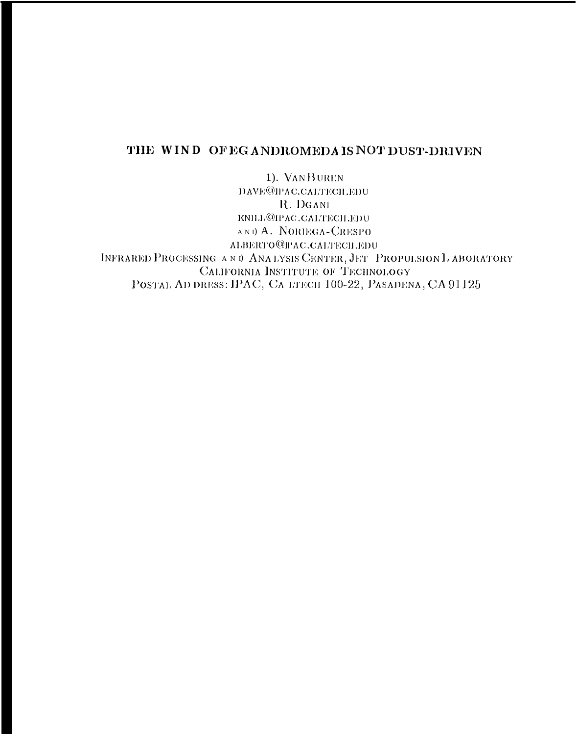# THE WIND OF EG ANDROMEDA IS NOT DUST-DRIVEN

1). VAN BUREN
DAVE@IPAC.CALTECH.EDU
R. DGANI
KNILL@IPAC.CALTECH.EDU
AND A. NORIEGA-CRESPO
ALBERTO@IPAC.CALTECH.EDU
INFRARED PROCESSING AND ANALYSIS CENTER, JET PROPULSION LABORATORY
CALIFORNIA INSTITUTE OF TECHNOLOGY
POSTAL ADDRESS: IPAC, CALTECH 100-22, PASADENA, CA 91125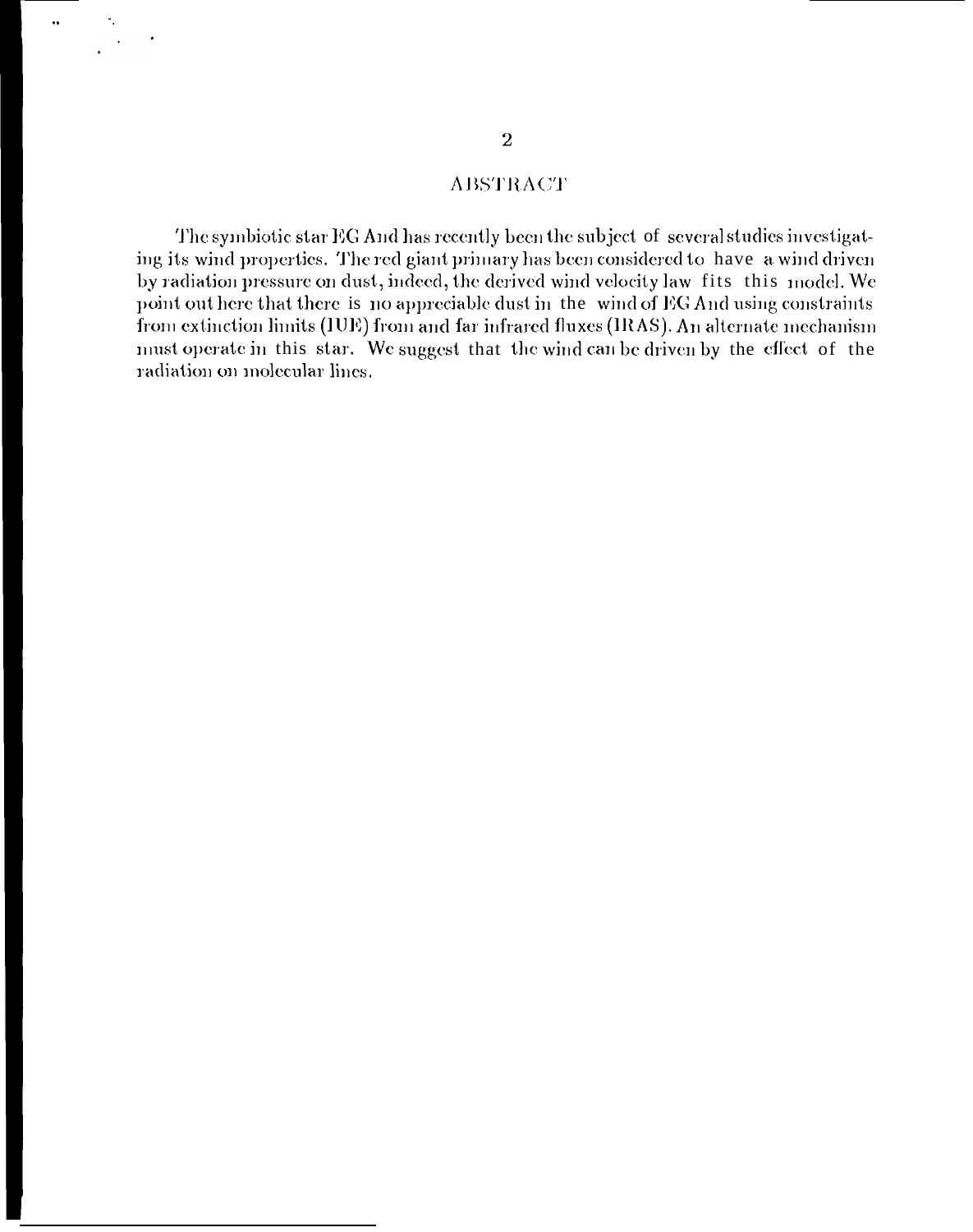## ABSTRACT

The symbiotic star EG And has recently been the subject of several studies investigating its wind properties. The red giant primary has been considered to have a wind driven by radiation pressure on dust, indeed, the derived wind velocity law fits this model. We point out here that there is no appreciable dust in the wind of EG And using constraints from extinction limits (IUE) from and far infrared fluxes (IRAS). An alternate mechanism must operate in this star. We suggest that the wind can be driven by the effect of the radiation on molecular lines.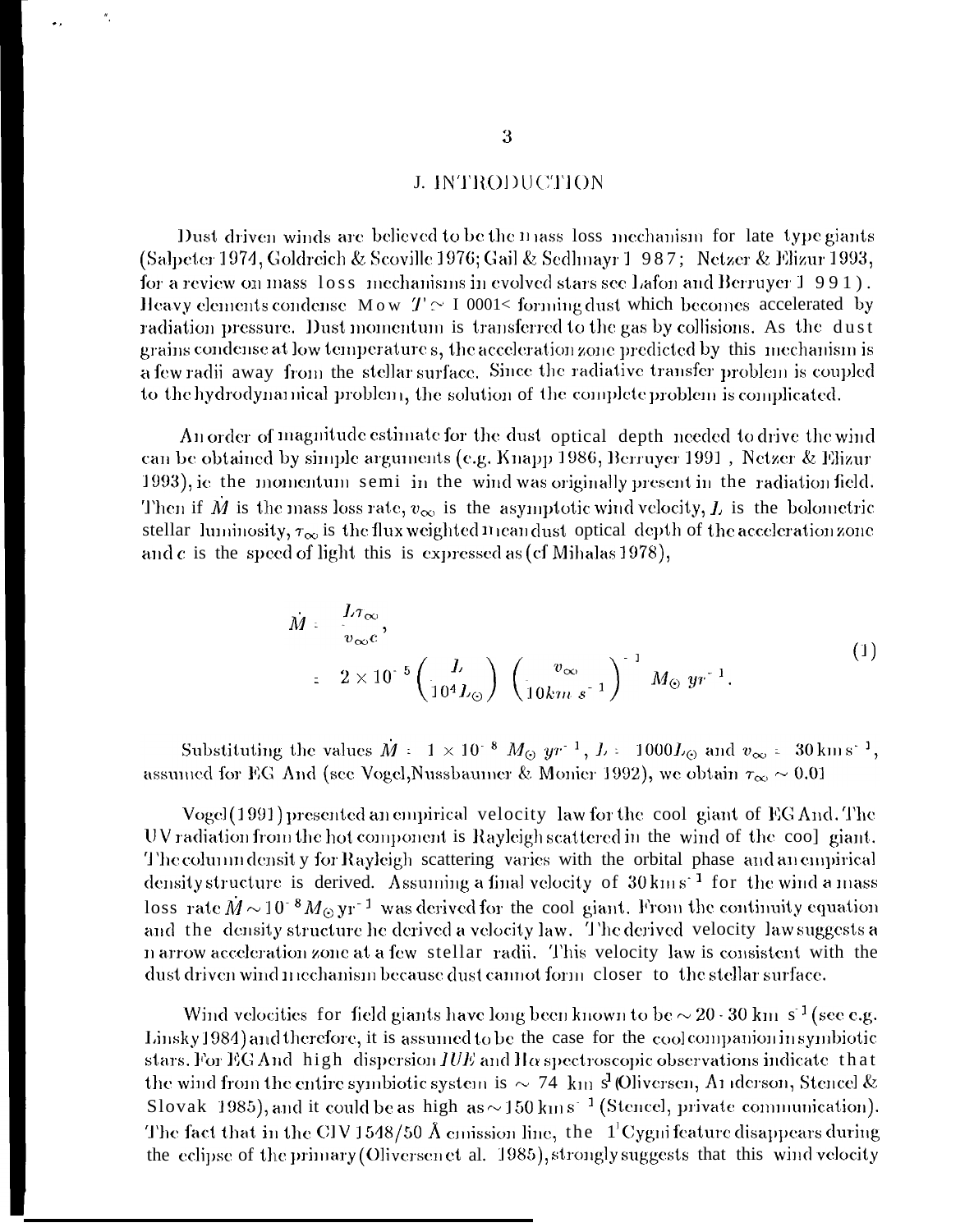# 1. INTRODUCTION

Dust driven winds are believed to be the mass loss mechanism for late type giants (Salpeter 1974, Goldreich & Scoville 1976; Gail & Sedlmayr 1987; Netzer & Elizur 1993, for a review on mass loss mechanisms in evolved stars see Lafon and Berruyer 1991). Heavy elements condense Mow $T \simeq 1000$K forming dust which becomes accelerated by radiation pressure. Dust momentum is transferred to the gas by collisions. As the dust grains condense at low temperatures, the acceleration zone predicted by this mechanism is a few radii away from the stellar surface. Since the radiative transfer problem is coupled to the hydrodynamical problem, the solution of the complete problem is complicated.

An order of magnitude estimate for the dust optical depth needed to drive the wind can be obtained by simple arguments (e.g. Knapp 1986, Berruyer 1991, Netzer & Elizur 1993), ie the momentum semi in the wind was originally present in the radiation field. Then if $\dot{M}$ is the mass loss rate, $v_\infty$ is the asymptotic wind velocity, $L$ is the bolometric stellar luminosity, $\tau_\infty$ is the flux weighted mean dust optical depth of the acceleration zone and $c$ is the speed of light this is expressed as (cf Mihalas 1978),

$$\begin{aligned} \dot{M} &= \frac{L\tau_\infty}{v_\infty c}, \\ &= 2 \times 10^{-5} \left(\frac{L}{10^4 L_\odot}\right) \left(\frac{v_\infty}{10 km\ s^{-1}}\right)^{-1} M_\odot\ yr^{-1}. \end{aligned} \tag{1}$$

Substituting the values $\dot{M} = 1 \times 10^{-8}\ M_\odot\ yr^{-1}$, $L = 1000 L_\odot$ and $v_\infty = 30\,\mathrm{km\,s^{-1}}$, assumed for EG And (see Vogel, Nussbaumer & Monier 1992), we obtain $\tau_\infty \sim 0.01$

Vogel (1991) presented an empirical velocity law for the cool giant of EG And. The UV radiation from the hot component is Rayleigh scattered in the wind of the cool giant. The column density for Rayleigh scattering varies with the orbital phase and an empirical density structure is derived. Assuming a final velocity of $30\,\mathrm{km\,s^{-1}}$ for the wind a mass loss rate $\dot{M} \sim 10^{-8} M_\odot \mathrm{yr}^{-1}$ was derived for the cool giant. From the continuity equation and the density structure he derived a velocity law. The derived velocity law suggests a narrow acceleration zone at a few stellar radii. This velocity law is consistent with the dust driven wind mechanism because dust cannot form closer to the stellar surface.

Wind velocities for field giants have long been known to be $\sim 20$ - $30\ \mathrm{km\ s^{-1}}$ (see e.g. Linsky 1984) and therefore, it is assumed to be the case for the cool companion in symbiotic stars. For EG And high dispersion *IUE* and $H\alpha$ spectroscopic observations indicate that the wind from the entire symbiotic system is $\sim 74\ \mathrm{km\ s^{-1}}$ (Oliversen, Anderson, Stencel & Slovak 1985), and it could be as high as $\sim 150\,\mathrm{km\,s^{-1}}$ (Stencel, private communication). The fact that in the CIV 1548/50 Å emission line, the P Cygni feature disappears during the eclipse of the primary (Oliversen et al. 1985), strongly suggests that this wind velocity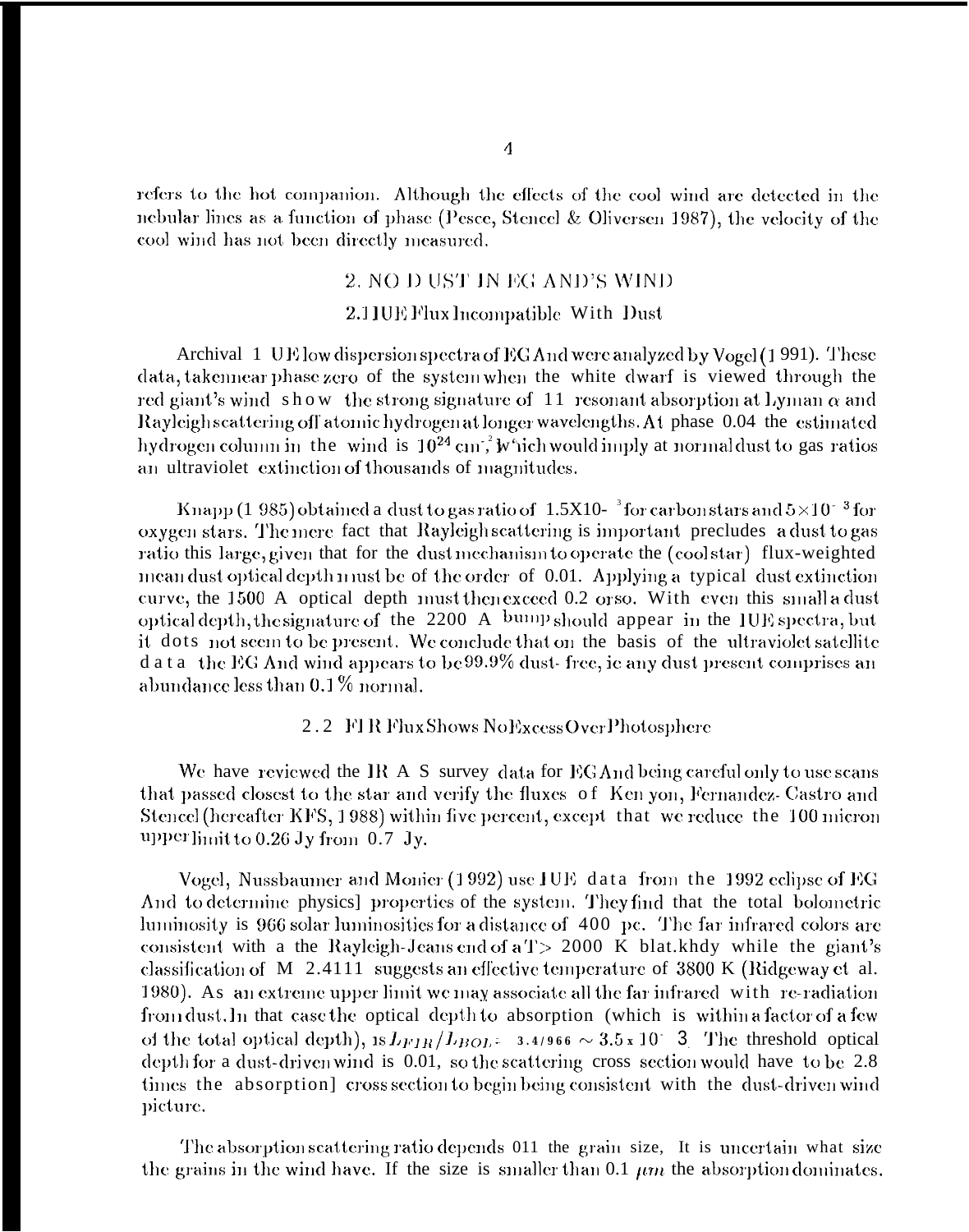refers to the hot companion. Although the effects of the cool wind are detected in the nebular lines as a function of phase (Pesce, Stencel & Oliversen 1987), the velocity of the cool wind has not been directly measured.

## 2. NO DUST IN EG AND'S WIND

### 2.1 IUE Flux Incompatible With Dust

Archival IUE low dispersion spectra of EG And were analyzed by Vogel (1991). These data, taken near phase zero of the system when the white dwarf is viewed through the red giant's wind show the strong signature of H resonant absorption at Lyman $\alpha$ and Rayleigh scattering off atomic hydrogen at longer wavelengths. At phase 0.04 the estimated hydrogen column in the wind is $10^{24}$ cm$^{-2}$, which would imply at normal dust to gas ratios an ultraviolet extinction of thousands of magnitudes.

Knapp (1985) obtained a dust to gas ratio of $1.5\times10^{-3}$ for carbon stars and $5\times10^{-3}$ for oxygen stars. The mere fact that Rayleigh scattering is important precludes a dust to gas ratio this large, given that for the dust mechanism to operate the (cool star) flux-weighted mean dust optical depth must be of the order of 0.01. Applying a typical dust extinction curve, the 1500 A optical depth must then exceed 0.2 or so. With even this small a dust optical depth, the signature of the 2200 A bump should appear in the IUE spectra, but it does not seem to be present. We conclude that on the basis of the ultraviolet satellite data the EG And wind appears to be 99.9% dust-free, ie any dust present comprises an abundance less than 0.1% normal.

### 2.2 FIR Flux Shows No Excess Over Photosphere

We have reviewed the IRAS survey data for EG And being careful only to use scans that passed closest to the star and verify the fluxes of Kenyon, Fernandez-Castro and Stencel (hereafter KFS, 1988) within five percent, except that we reduce the 100 micron upper limit to 0.26 Jy from 0.7 Jy.

Vogel, Nussbaumer and Monier (1992) use IUE data from the 1992 eclipse of EG And to determine physical properties of the system. They find that the total bolometric luminosity is 966 solar luminosities for a distance of 400 pc. The far infrared colors are consistent with a the Rayleigh-Jeans end of a T> 2000 K blackbody while the giant's classification of M 2.4III suggests an effective temperature of 3800 K (Ridgeway et al. 1980). As an extreme upper limit we may associate all the far infrared with re-radiation from dust. In that case the optical depth to absorption (which is within a factor of a few of the total optical depth), is $L_{FIR}/L_{BOL} = 3.4/966 \sim 3.5\times10^{-3}$. The threshold optical depth for a dust-driven wind is 0.01, so the scattering cross section would have to be 2.8 times the absorption cross section to begin being consistent with the dust-driven wind picture.

The absorption scattering ratio depends on the grain size. It is uncertain what size the grains in the wind have. If the size is smaller than 0.1 $\mu m$ the absorption dominates.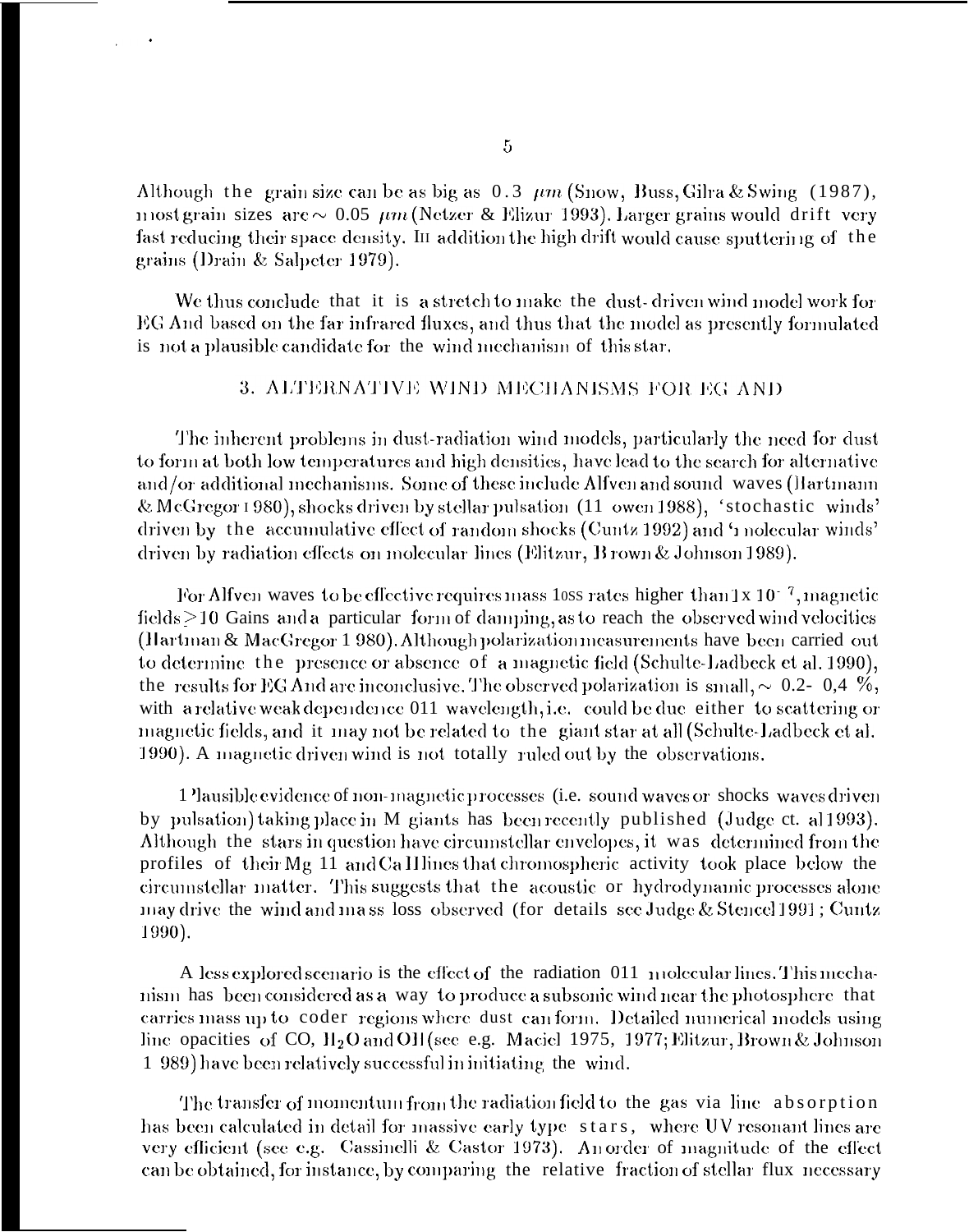Although the grain size can be as big as 0.3 $\mu m$ (Snow, Buss, Gilra & Swing (1987), most grain sizes are $\sim$ 0.05 $\mu m$ (Netzer & Elizur 1993). Larger grains would drift very fast reducing their space density. In addition the high drift would cause sputtering of the grains (Drain & Salpeter 1979).

We thus conclude that it is a stretch to make the dust-driven wind model work for EG And based on the far infrared fluxes, and thus that the model as presently formulated is not a plausible candidate for the wind mechanism of this star.

## 3. ALTERNATIVE WIND MECHANISMS FOR EG AND

The inherent problems in dust-radiation wind models, particularly the need for dust to form at both low temperatures and high densities, have lead to the search for alternative and/or additional mechanisms. Some of these include Alfven and sound waves (Hartmann & McGregor 1980), shocks driven by stellar pulsation (Bowen 1988), 'stochastic winds' driven by the accumulative effect of random shocks (Cuntz 1992) and 'molecular winds' driven by radiation effects on molecular lines (Elitzur, Brown & Johnson 1989).

For Alfven waves to be effective requires mass loss rates higher than $1 \times 10^{-7}$, magnetic fields $>$10 Gauss and a particular form of damping, as to reach the observed wind velocities (Hartman & MacGregor 1980). Although polarization measurements have been carried out to determine the presence or absence of a magnetic field (Schulte-Ladbeck et al. 1990), the results for EG And are inconclusive. The observed polarization is small, $\sim$ 0.2- 0,4 %, with a relative weak dependence on wavelength, i.e. could be due either to scattering or magnetic fields, and it may not be related to the giant star at all (Schulte-Ladbeck et al. 1990). A magnetic driven wind is not totally ruled out by the observations.

Plausible evidence of non-magnetic processes (i.e. sound waves or shocks waves driven by pulsation) taking place in M giants has been recently published (Judge et. al 1993). Although the stars in question have circumstellar envelopes, it was determined from the profiles of their Mg II and Ca II lines that chromospheric activity took place below the circumstellar matter. This suggests that the acoustic or hydrodynamic processes alone may drive the wind and mass loss observed (for details see Judge & Stencel 1991; Cuntz 1990).

A less explored scenario is the effect of the radiation on molecular lines. This mechanism has been considered as a way to produce a subsonic wind near the photosphere that carries mass up to coder regions where dust can form. Detailed numerical models using line opacities of CO, $H_2O$ and OH (see e.g. Maciel 1975, 1977; Elitzur, Brown & Johnson 1989) have been relatively successful in initiating the wind.

The transfer of momentum from the radiation field to the gas via line absorption has been calculated in detail for massive early type stars, where UV resonant lines are very efficient (see e.g. Cassinelli & Castor 1973). An order of magnitude of the effect can be obtained, for instance, by comparing the relative fraction of stellar flux necessary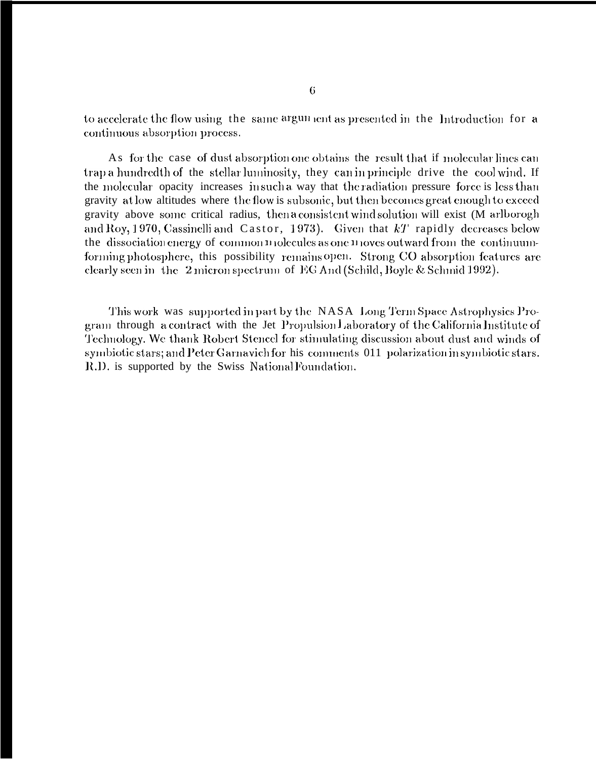to accelerate the flow using the same argument as presented in the Introduction for a continuous absorption process.

As for the case of dust absorption one obtains the result that if molecular lines can trap a hundredth of the stellar luminosity, they can in principle drive the cool wind. If the molecular opacity increases in such a way that the radiation pressure force is less than gravity at low altitudes where the flow is subsonic, but then becomes great enough to exceed gravity above some critical radius, then a consistent wind solution will exist (Marlborogh and Roy, 1970, Cassinelli and Castor, 1973). Given that $kT$ rapidly decreases below the dissociation energy of common molecules as one moves outward from the continuum-forming photosphere, this possibility remains open. Strong CO absorption features are clearly seen in the 2 micron spectrum of EG And (Schild, Boyle & Schmid 1992).

This work was supported in part by the NASA Long Term Space Astrophysics Program through a contract with the Jet Propulsion Laboratory of the California Institute of Technology. We thank Robert Stencel for stimulating discussion about dust and winds of symbiotic stars; and Peter Garnavich for his comments on polarization in symbiotic stars. R.D. is supported by the Swiss National Foundation.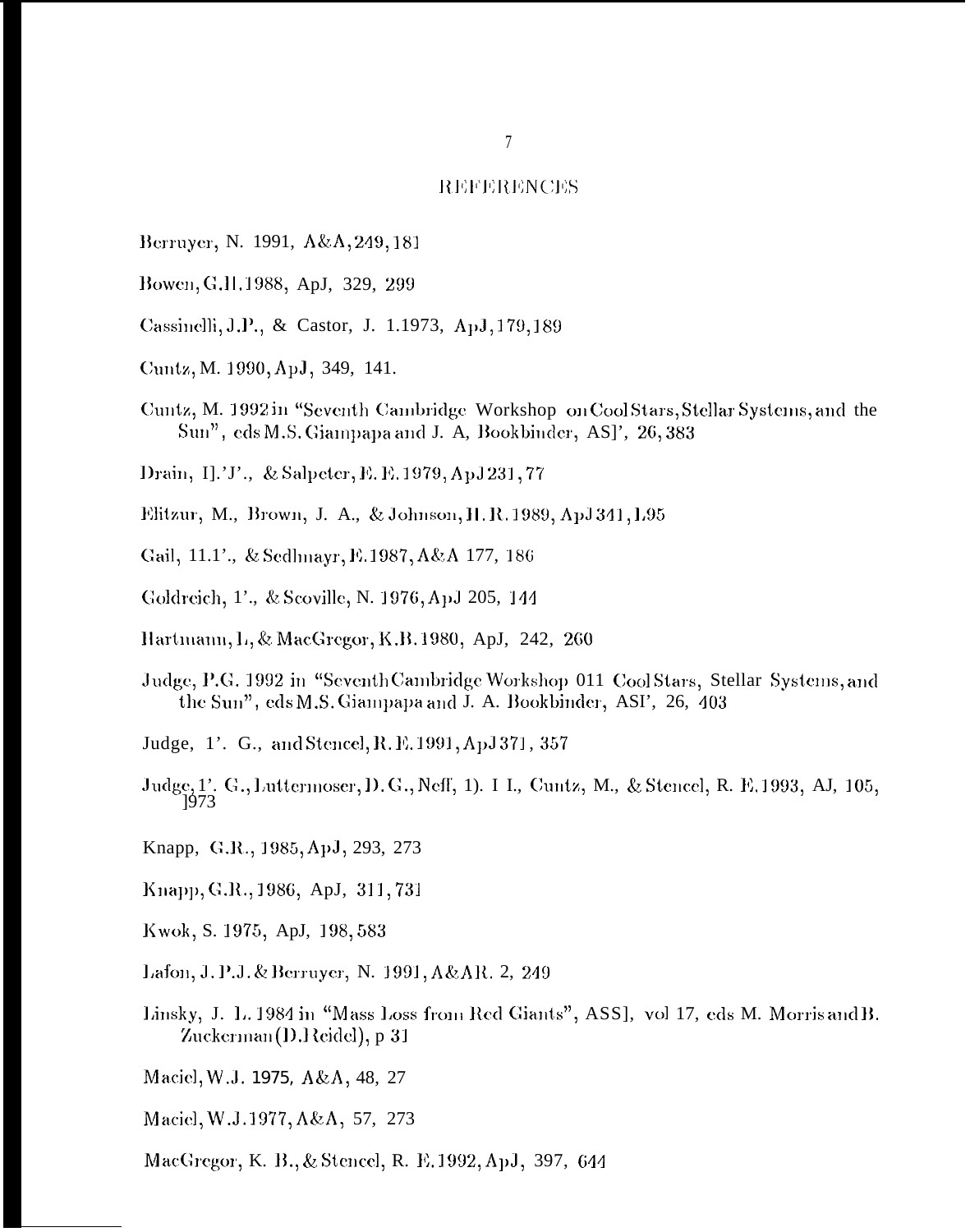## REFERENCES

Berruyer, N. 1991, A&A, 249, 181

Bowen, G.H. 1988, ApJ, 329, 299

Cassinelli, J.P., & Castor, J. I. 1973, ApJ, 179, 189

Cuntz, M. 1990, ApJ, 349, 141.

Cuntz, M. 1992 in "Seventh Cambridge Workshop on Cool Stars, Stellar Systems, and the Sun", eds M.S. Giampapa and J. A, Bookbinder, ASP, 26, 383

Drain, B.T., & Salpeter, E. E. 1979, ApJ 231, 77

Elitzur, M., Brown, J. A., & Johnson, H. R. 1989, ApJ 341, L95

Gail, H.P., & Sedlmayr, E. 1987, A&A 177, 186

Goldreich, P., & Scoville, N. 1976, ApJ 205, 144

Hartmann, L, & MacGregor, K.B. 1980, ApJ, 242, 260

Judge, P.G. 1992 in "Seventh Cambridge Workshop on Cool Stars, Stellar Systems, and the Sun", eds M.S. Giampapa and J. A. Bookbinder, ASP, 26, 403

Judge, P. G., and Stencel, R. E. 1991, ApJ 371, 357

Judge, P. G., Luttermoser, D. G., Neff, D. H., Cuntz, M., & Stencel, R. E. 1993, AJ, 105, 1973

Knapp, G.R., 1985, ApJ, 293, 273

Knapp, G.R., 1986, ApJ, 311, 731

Kwok, S. 1975, ApJ, 198, 583

Lafon, J. P.J. & Berruyer, N. 1991, A&AR. 2, 249

Linsky, J. L. 1984 in "Mass Loss from Red Giants", ASSL, vol 17, eds M. Morris and B. Zuckerman (D.Reidel), p 31

Maciel, W.J. 1975, A&A, 48, 27

Maciel, W.J. 1977, A&A, 57, 273

MacGregor, K. B., & Stencel, R. E. 1992, ApJ, 397, 644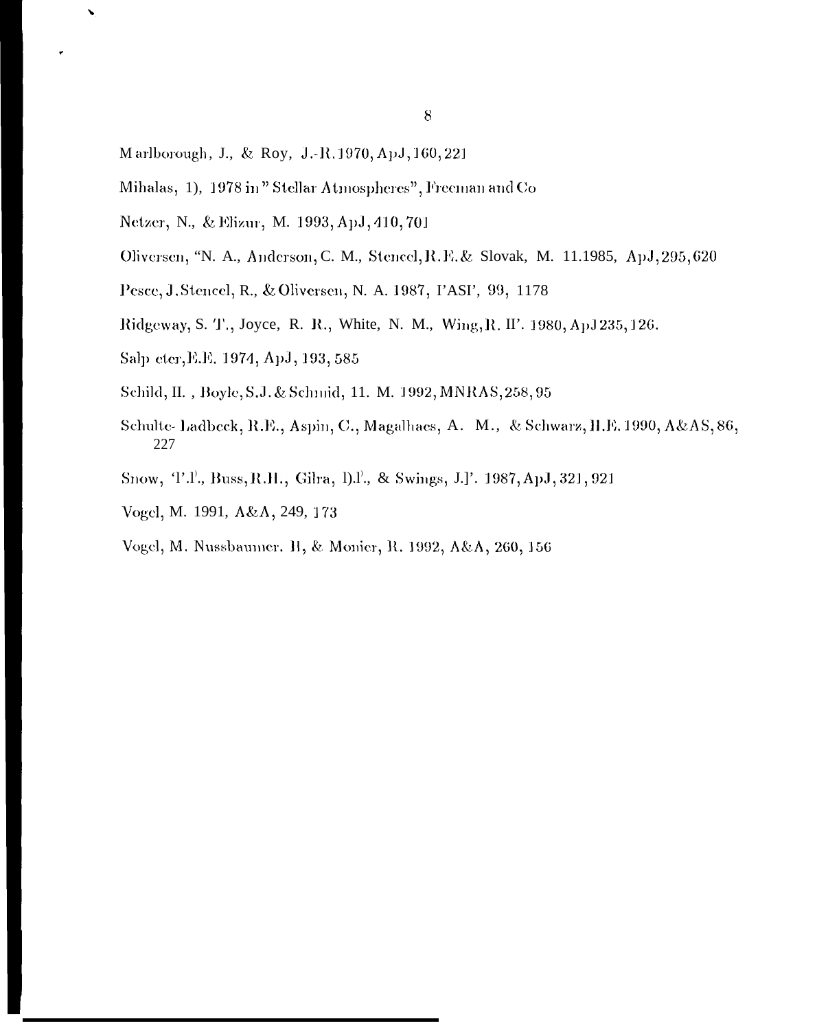Marlborough, J., & Roy, J.-R. 1970, ApJ, 160, 221

Mihalas, 1), 1978 in "Stellar Atmospheres", Freeman and Co

Netzer, N., & Elizur, M. 1993, ApJ, 410, 701

Oliversen, "N. A., Anderson, C. M., Stencel, R.E.& Slovak, M. 11.1985, ApJ, 295, 620

Pesce, J. Stencel, R., & Oliversen, N. A. 1987, PASP, 99, 1178

Ridgeway, S. T., Joyce, R. R., White, N. M., Wing, R. F. 1980, ApJ 235, 126.

Salp eter, E.E. 1974, ApJ, 193, 585

Schild, H. , Boyle, S.J. & Schmid, 11. M. 1992, MNRAS, 258, 95

Schulte- Ladbeck, R.E., Aspin, C., Magalhaes, A. M., & Schwarz, H.E. 1990, A&AS, 86, 227

Snow, T.P., Buss, R.H., Gilra, D.P., & Swings, J.P. 1987, ApJ, 321, 921

Vogel, M. 1991, A&A, 249, 173

Vogel, M. Nussbaumer. H, & Monier, R. 1992, A&A, 260, 156